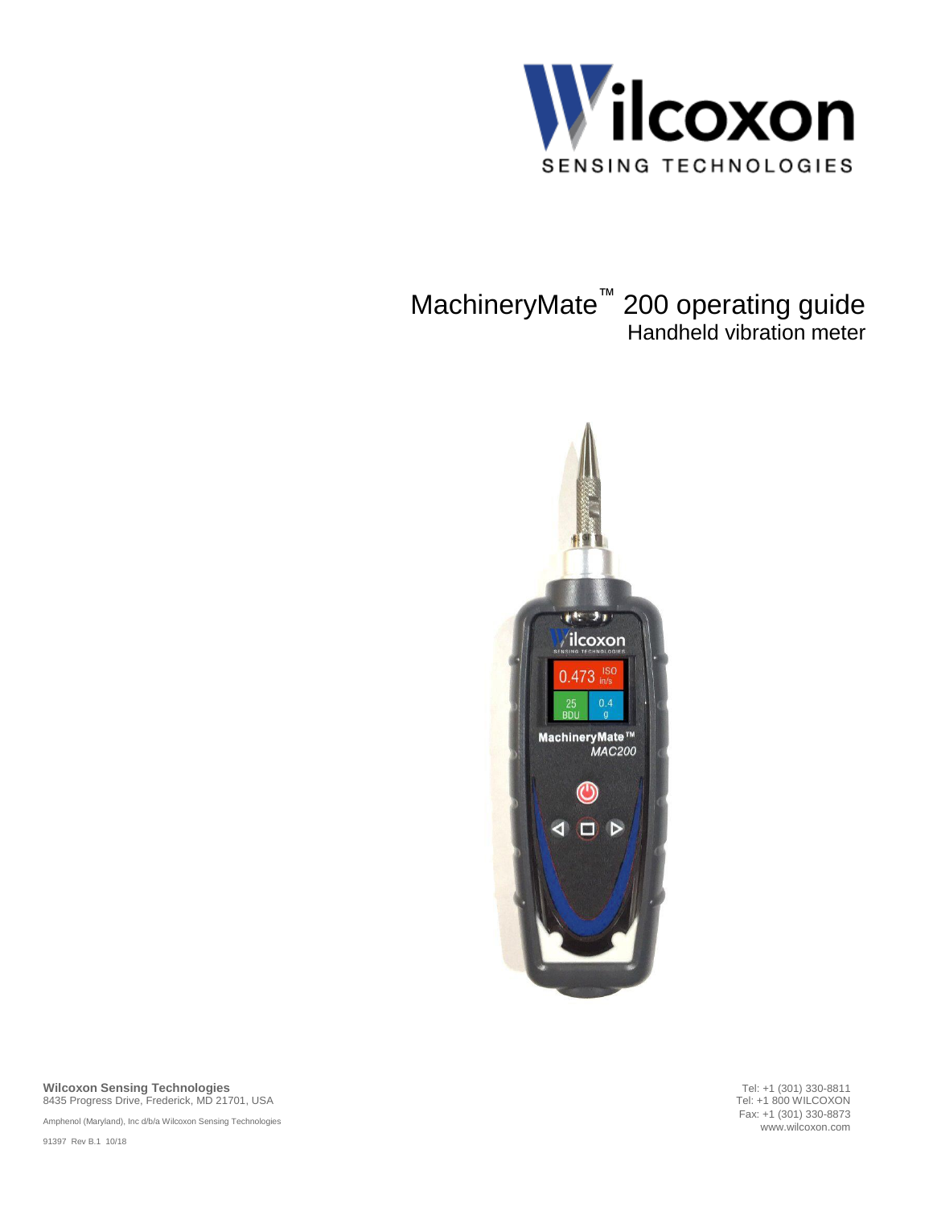# MachineryMate™ 200 operating guide

## Handheld vibration meter

**Wilcoxon Sensing Technologies**
8435 Progress Drive, Frederick, MD 21701, USA

Amphenol (Maryland), Inc d/b/a Wilcoxon Sensing Technologies

91397 Rev B.1 10/18

Tel: +1 (301) 330-8811
Tel: +1 800 WILCOXON
Fax: +1 (301) 330-8873
www.wilcoxon.com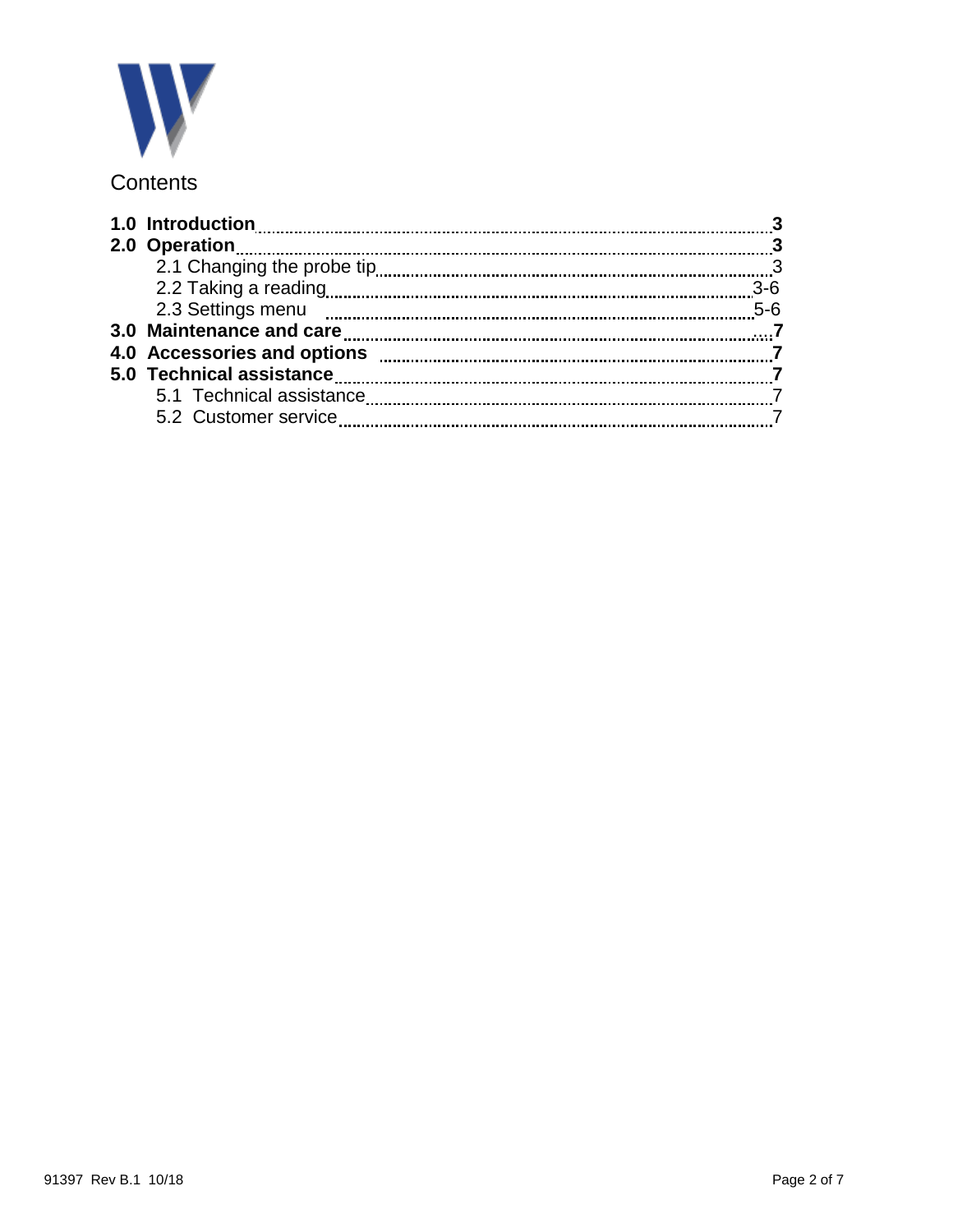# Contents

| | |
|---|---|
| **1.0 Introduction** | **3** |
| **2.0 Operation** | **3** |
| 2.1 Changing the probe tip | 3 |
| 2.2 Taking a reading | 3-6 |
| 2.3 Settings menu | 5-6 |
| **3.0 Maintenance and care** | **7** |
| **4.0 Accessories and options** | **7** |
| **5.0 Technical assistance** | **7** |
| 5.1 Technical assistance | 7 |
| 5.2 Customer service | 7 |

91397 Rev B.1 10/18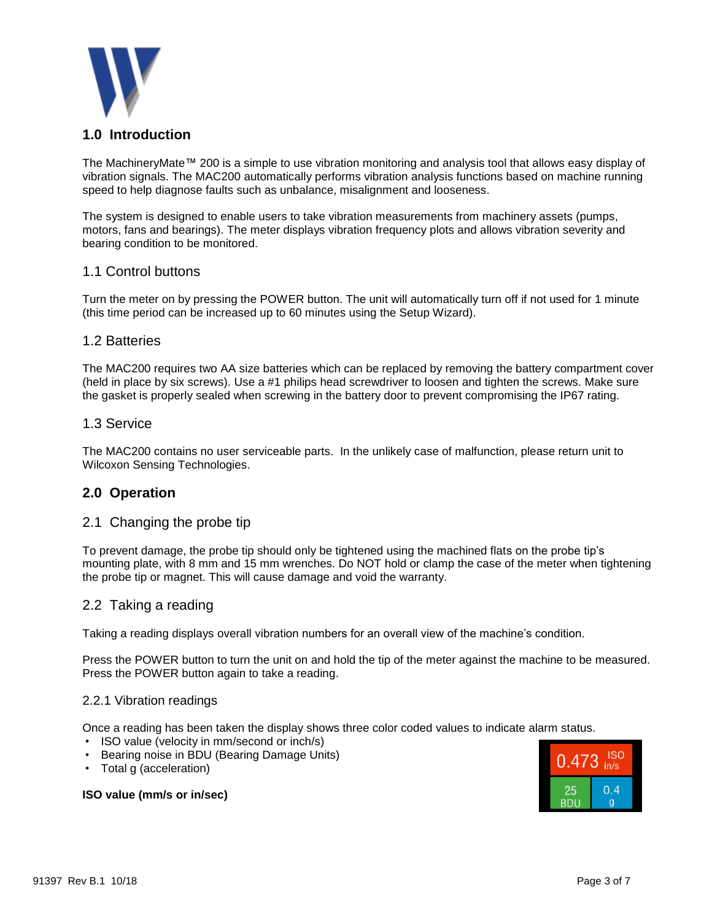## 1.0 Introduction

The MachineryMate™ 200 is a simple to use vibration monitoring and analysis tool that allows easy display of vibration signals. The MAC200 automatically performs vibration analysis functions based on machine running speed to help diagnose faults such as unbalance, misalignment and looseness.

The system is designed to enable users to take vibration measurements from machinery assets (pumps, motors, fans and bearings). The meter displays vibration frequency plots and allows vibration severity and bearing condition to be monitored.

### 1.1 Control buttons

Turn the meter on by pressing the POWER button. The unit will automatically turn off if not used for 1 minute (this time period can be increased up to 60 minutes using the Setup Wizard).

### 1.2 Batteries

The MAC200 requires two AA size batteries which can be replaced by removing the battery compartment cover (held in place by six screws). Use a #1 philips head screwdriver to loosen and tighten the screws. Make sure the gasket is properly sealed when screwing in the battery door to prevent compromising the IP67 rating.

### 1.3 Service

The MAC200 contains no user serviceable parts. In the unlikely case of malfunction, please return unit to Wilcoxon Sensing Technologies.

## 2.0 Operation

### 2.1 Changing the probe tip

To prevent damage, the probe tip should only be tightened using the machined flats on the probe tip's mounting plate, with 8 mm and 15 mm wrenches. Do NOT hold or clamp the case of the meter when tightening the probe tip or magnet. This will cause damage and void the warranty.

### 2.2 Taking a reading

Taking a reading displays overall vibration numbers for an overall view of the machine's condition.

Press the POWER button to turn the unit on and hold the tip of the meter against the machine to be measured. Press the POWER button again to take a reading.

#### 2.2.1 Vibration readings

Once a reading has been taken the display shows three color coded values to indicate alarm status.

- ISO value (velocity in mm/second or inch/s)
- Bearing noise in BDU (Bearing Damage Units)
- Total g (acceleration)

0.473 ISO in/s

25 BDU | 0.4 g

**ISO value (mm/s or in/sec)**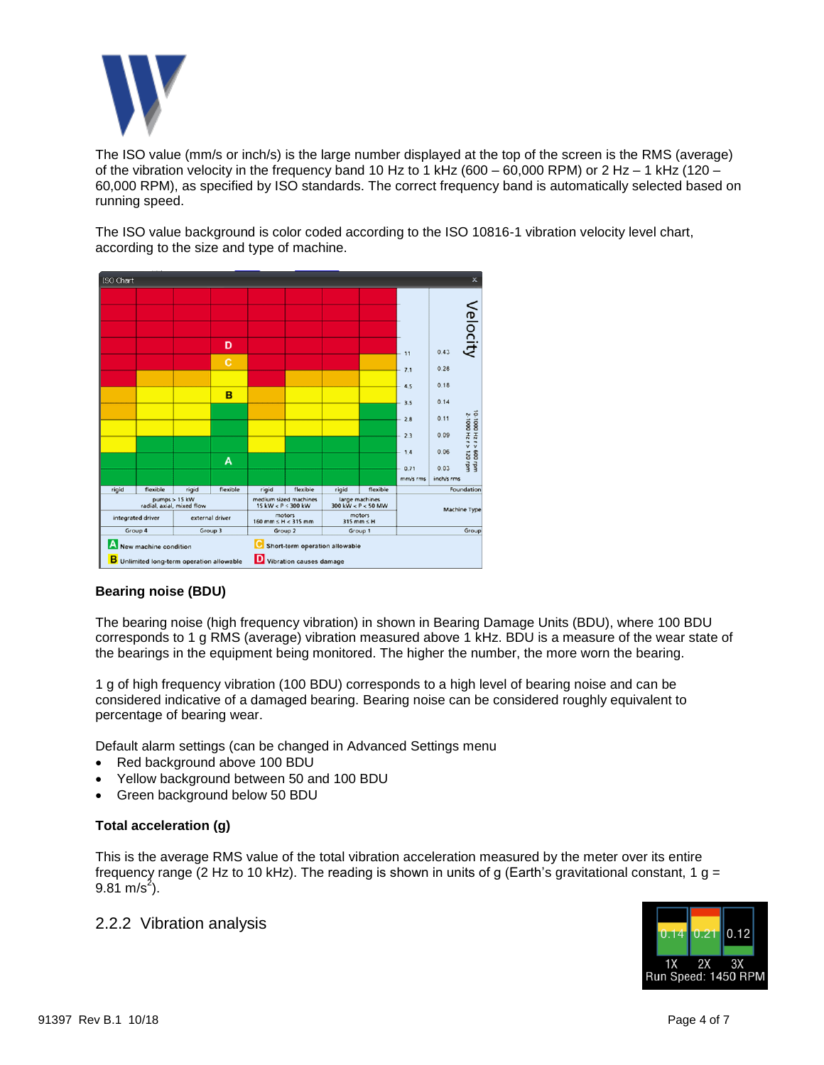The ISO value (mm/s or inch/s) is the large number displayed at the top of the screen is the RMS (average) of the vibration velocity in the frequency band 10 Hz to 1 kHz (600 – 60,000 RPM) or 2 Hz – 1 kHz (120 – 60,000 RPM), as specified by ISO standards. The correct frequency band is automatically selected based on running speed.

The ISO value background is color coded according to the ISO 10816-1 vibration velocity level chart, according to the size and type of machine.

### Bearing noise (BDU)

The bearing noise (high frequency vibration) in shown in Bearing Damage Units (BDU), where 100 BDU corresponds to 1 g RMS (average) vibration measured above 1 kHz. BDU is a measure of the wear state of the bearings in the equipment being monitored. The higher the number, the more worn the bearing.

1 g of high frequency vibration (100 BDU) corresponds to a high level of bearing noise and can be considered indicative of a damaged bearing. Bearing noise can be considered roughly equivalent to percentage of bearing wear.

Default alarm settings (can be changed in Advanced Settings menu

- Red background above 100 BDU
- Yellow background between 50 and 100 BDU
- Green background below 50 BDU

### Total acceleration (g)

This is the average RMS value of the total vibration acceleration measured by the meter over its entire frequency range (2 Hz to 10 kHz). The reading is shown in units of g (Earth's gravitational constant, 1 g = 9.81 m/s$^2$).

## 2.2.2 Vibration analysis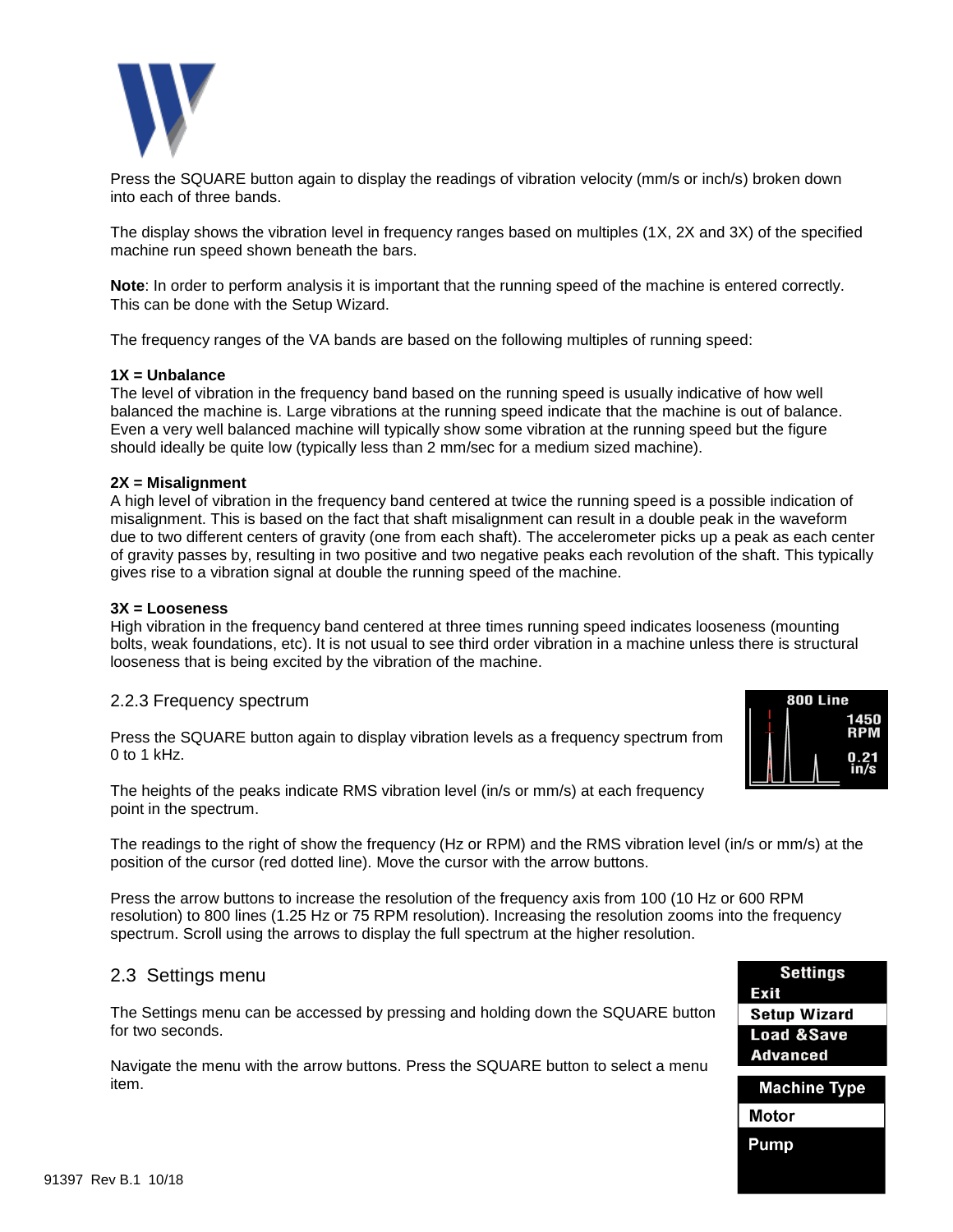Press the SQUARE button again to display the readings of vibration velocity (mm/s or inch/s) broken down into each of three bands.

The display shows the vibration level in frequency ranges based on multiples (1X, 2X and 3X) of the specified machine run speed shown beneath the bars.

**Note**: In order to perform analysis it is important that the running speed of the machine is entered correctly. This can be done with the Setup Wizard.

The frequency ranges of the VA bands are based on the following multiples of running speed:

**1X = Unbalance**
The level of vibration in the frequency band based on the running speed is usually indicative of how well balanced the machine is. Large vibrations at the running speed indicate that the machine is out of balance. Even a very well balanced machine will typically show some vibration at the running speed but the figure should ideally be quite low (typically less than 2 mm/sec for a medium sized machine).

**2X = Misalignment**
A high level of vibration in the frequency band centered at twice the running speed is a possible indication of misalignment. This is based on the fact that shaft misalignment can result in a double peak in the waveform due to two different centers of gravity (one from each shaft). The accelerometer picks up a peak as each center of gravity passes by, resulting in two positive and two negative peaks each revolution of the shaft. This typically gives rise to a vibration signal at double the running speed of the machine.

**3X = Looseness**
High vibration in the frequency band centered at three times running speed indicates looseness (mounting bolts, weak foundations, etc). It is not usual to see third order vibration in a machine unless there is structural looseness that is being excited by the vibration of the machine.

### 2.2.3 Frequency spectrum

Press the SQUARE button again to display vibration levels as a frequency spectrum from 0 to 1 kHz.

The heights of the peaks indicate RMS vibration level (in/s or mm/s) at each frequency point in the spectrum.

The readings to the right of show the frequency (Hz or RPM) and the RMS vibration level (in/s or mm/s) at the position of the cursor (red dotted line). Move the cursor with the arrow buttons.

Press the arrow buttons to increase the resolution of the frequency axis from 100 (10 Hz or 600 RPM resolution) to 800 lines (1.25 Hz or 75 RPM resolution). Increasing the resolution zooms into the frequency spectrum. Scroll using the arrows to display the full spectrum at the higher resolution.

## 2.3 Settings menu

The Settings menu can be accessed by pressing and holding down the SQUARE button for two seconds.

Navigate the menu with the arrow buttons. Press the SQUARE button to select a menu item.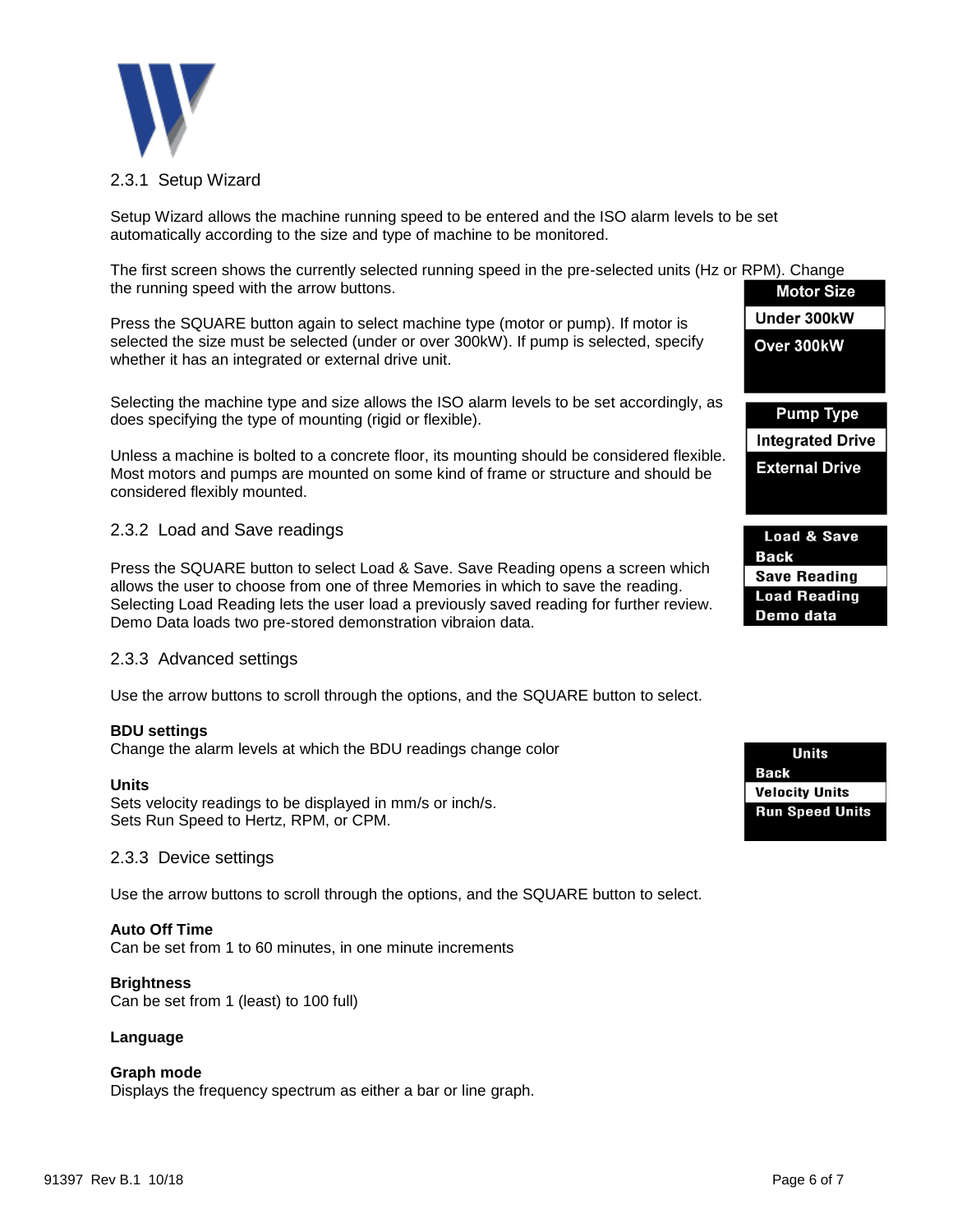### 2.3.1 Setup Wizard

Setup Wizard allows the machine running speed to be entered and the ISO alarm levels to be set automatically according to the size and type of machine to be monitored.

The first screen shows the currently selected running speed in the pre-selected units (Hz or RPM). Change the running speed with the arrow buttons.

Press the SQUARE button again to select machine type (motor or pump). If motor is selected the size must be selected (under or over 300kW). If pump is selected, specify whether it has an integrated or external drive unit.

Selecting the machine type and size allows the ISO alarm levels to be set accordingly, as does specifying the type of mounting (rigid or flexible).

Unless a machine is bolted to a concrete floor, its mounting should be considered flexible. Most motors and pumps are mounted on some kind of frame or structure and should be considered flexibly mounted.

Motor Size
- Under 300kW
- Over 300kW

Pump Type
- Integrated Drive
- External Drive

### 2.3.2 Load and Save readings

Press the SQUARE button to select Load & Save. Save Reading opens a screen which allows the user to choose from one of three Memories in which to save the reading. Selecting Load Reading lets the user load a previously saved reading for further review. Demo Data loads two pre-stored demonstration vibraion data.

Load & Save
- Back
- Save Reading
- Load Reading
- Demo data

### 2.3.3 Advanced settings

Use the arrow buttons to scroll through the options, and the SQUARE button to select.

**BDU settings**
Change the alarm levels at which the BDU readings change color

**Units**
Sets velocity readings to be displayed in mm/s or inch/s.
Sets Run Speed to Hertz, RPM, or CPM.

Units
- Back
- Velocity Units
- Run Speed Units

### 2.3.3 Device settings

Use the arrow buttons to scroll through the options, and the SQUARE button to select.

**Auto Off Time**
Can be set from 1 to 60 minutes, in one minute increments

**Brightness**
Can be set from 1 (least) to 100 full)

**Language**

**Graph mode**
Displays the frequency spectrum as either a bar or line graph.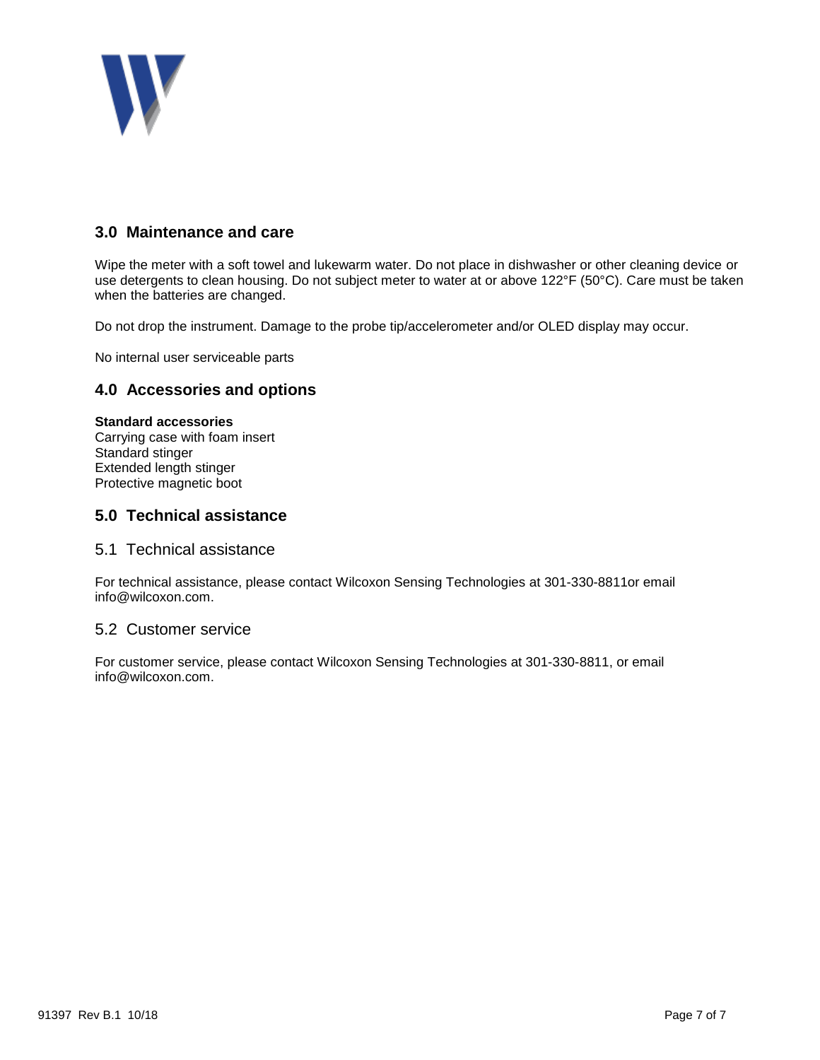## 3.0 Maintenance and care

Wipe the meter with a soft towel and lukewarm water. Do not place in dishwasher or other cleaning device or use detergents to clean housing. Do not subject meter to water at or above 122°F (50°C). Care must be taken when the batteries are changed.

Do not drop the instrument. Damage to the probe tip/accelerometer and/or OLED display may occur.

No internal user serviceable parts

## 4.0 Accessories and options

**Standard accessories**
Carrying case with foam insert
Standard stinger
Extended length stinger
Protective magnetic boot

## 5.0 Technical assistance

### 5.1 Technical assistance

For technical assistance, please contact Wilcoxon Sensing Technologies at 301-330-8811or email info@wilcoxon.com.

### 5.2 Customer service

For customer service, please contact Wilcoxon Sensing Technologies at 301-330-8811, or email info@wilcoxon.com.